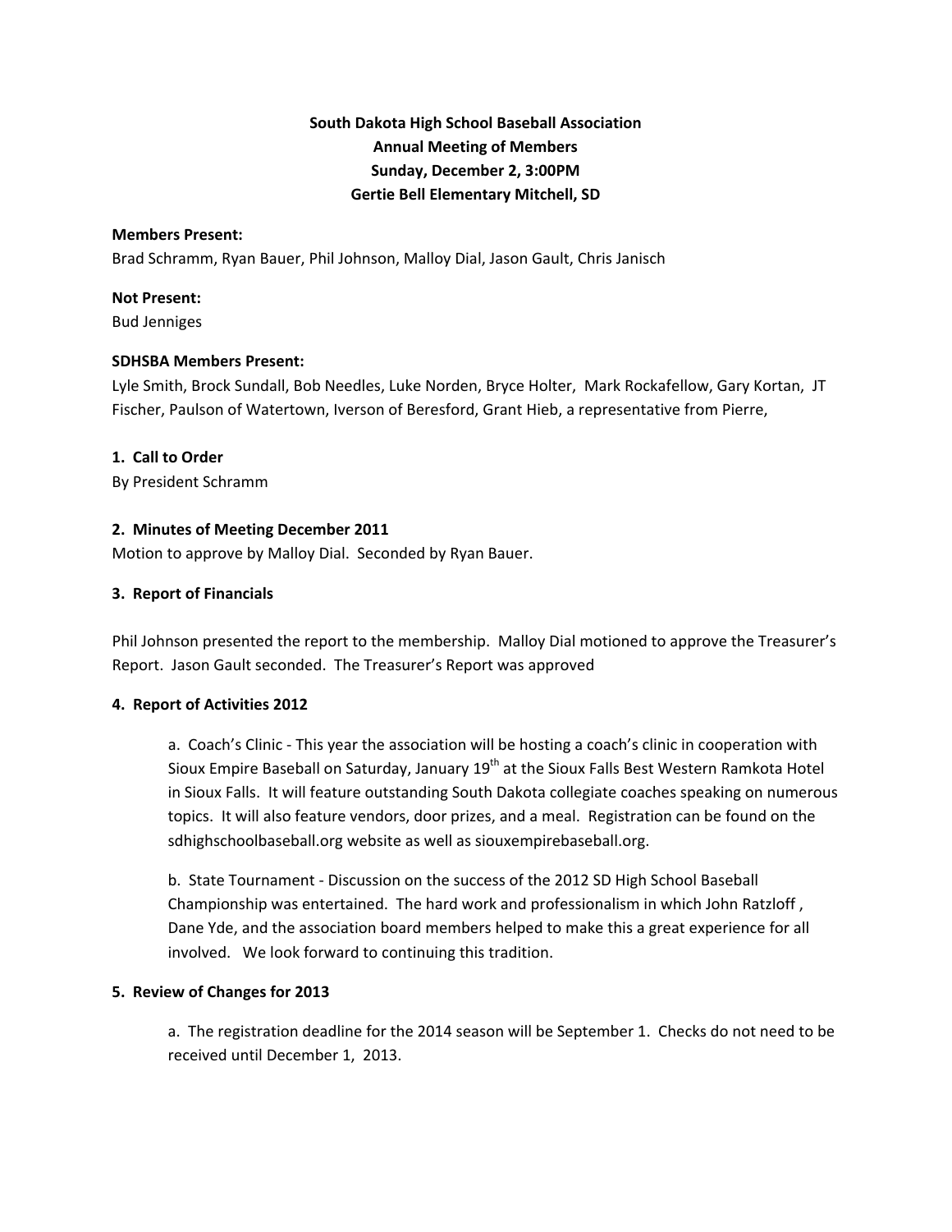**South Dakota High School Baseball Association**
**Annual Meeting of Members**
**Sunday, December 2, 3:00PM**
**Gertie Bell Elementary Mitchell, SD**

**Members Present:**
Brad Schramm, Ryan Bauer, Phil Johnson, Malloy Dial, Jason Gault, Chris Janisch

**Not Present:**
Bud Jenniges

**SDHSBA Members Present:**
Lyle Smith, Brock Sundall, Bob Needles, Luke Norden, Bryce Holter, Mark Rockafellow, Gary Kortan, JT Fischer, Paulson of Watertown, Iverson of Beresford, Grant Hieb, a representative from Pierre,

**1. Call to Order**
By President Schramm

**2. Minutes of Meeting December 2011**
Motion to approve by Malloy Dial. Seconded by Ryan Bauer.

**3. Report of Financials**

Phil Johnson presented the report to the membership. Malloy Dial motioned to approve the Treasurer's Report. Jason Gault seconded. The Treasurer's Report was approved

**4. Report of Activities 2012**

a. Coach's Clinic - This year the association will be hosting a coach's clinic in cooperation with Sioux Empire Baseball on Saturday, January 19th at the Sioux Falls Best Western Ramkota Hotel in Sioux Falls. It will feature outstanding South Dakota collegiate coaches speaking on numerous topics. It will also feature vendors, door prizes, and a meal. Registration can be found on the sdhighschoolbaseball.org website as well as siouxempirebaseball.org.

b. State Tournament - Discussion on the success of the 2012 SD High School Baseball Championship was entertained. The hard work and professionalism in which John Ratzloff, Dane Yde, and the association board members helped to make this a great experience for all involved. We look forward to continuing this tradition.

**5. Review of Changes for 2013**

a. The registration deadline for the 2014 season will be September 1. Checks do not need to be received until December 1, 2013.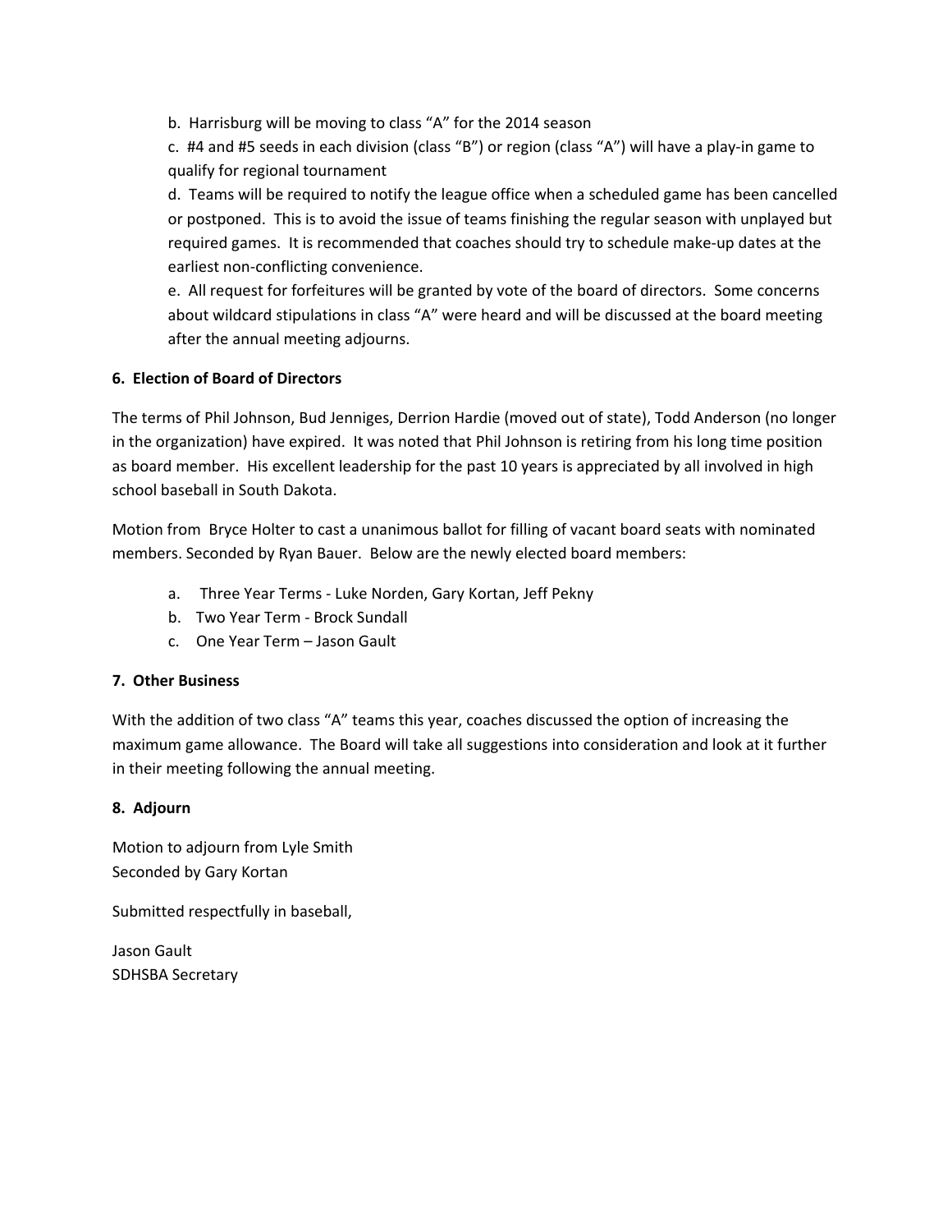b. Harrisburg will be moving to class "A" for the 2014 season

c. #4 and #5 seeds in each division (class "B") or region (class "A") will have a play-in game to qualify for regional tournament

d. Teams will be required to notify the league office when a scheduled game has been cancelled or postponed. This is to avoid the issue of teams finishing the regular season with unplayed but required games. It is recommended that coaches should try to schedule make-up dates at the earliest non-conflicting convenience.

e. All request for forfeitures will be granted by vote of the board of directors. Some concerns about wildcard stipulations in class "A" were heard and will be discussed at the board meeting after the annual meeting adjourns.

**6. Election of Board of Directors**

The terms of Phil Johnson, Bud Jenniges, Derrion Hardie (moved out of state), Todd Anderson (no longer in the organization) have expired. It was noted that Phil Johnson is retiring from his long time position as board member. His excellent leadership for the past 10 years is appreciated by all involved in high school baseball in South Dakota.

Motion from Bryce Holter to cast a unanimous ballot for filling of vacant board seats with nominated members. Seconded by Ryan Bauer. Below are the newly elected board members:

a. Three Year Terms - Luke Norden, Gary Kortan, Jeff Pekny
b. Two Year Term - Brock Sundall
c. One Year Term – Jason Gault

**7. Other Business**

With the addition of two class "A" teams this year, coaches discussed the option of increasing the maximum game allowance. The Board will take all suggestions into consideration and look at it further in their meeting following the annual meeting.

**8. Adjourn**

Motion to adjourn from Lyle Smith
Seconded by Gary Kortan

Submitted respectfully in baseball,

Jason Gault
SDHSBA Secretary